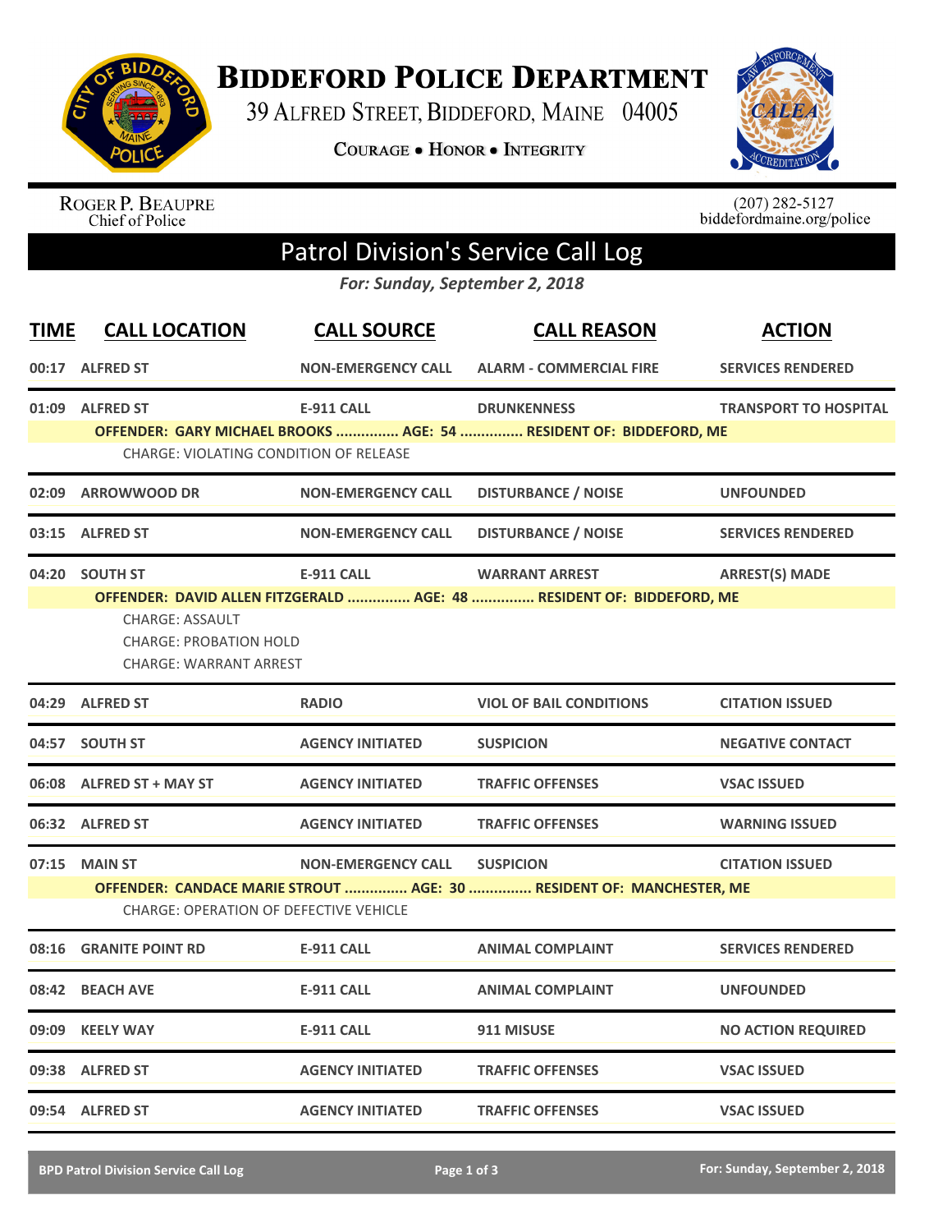# Biddeford Police Department

39 Alfred Street, Biddeford, Maine 04005

**Courage • Honor • Integrity**

Roger P. Beaupre
Chief of Police

(207) 282-5127
biddefordmaine.org/police

## Patrol Division's Service Call Log

*For: Sunday, September 2, 2018*

| TIME | CALL LOCATION | CALL SOURCE | CALL REASON | ACTION |
|---|---|---|---|---|
| 00:17 | ALFRED ST | NON-EMERGENCY CALL | ALARM - COMMERCIAL FIRE | SERVICES RENDERED |
| 01:09 | ALFRED ST | E-911 CALL | DRUNKENNESS | TRANSPORT TO HOSPITAL |
| | OFFENDER: GARY MICHAEL BROOKS ............... AGE: 54 ............... RESIDENT OF: BIDDEFORD, ME | | | |
| | CHARGE: VIOLATING CONDITION OF RELEASE | | | |
| 02:09 | ARROWWOOD DR | NON-EMERGENCY CALL | DISTURBANCE / NOISE | UNFOUNDED |
| 03:15 | ALFRED ST | NON-EMERGENCY CALL | DISTURBANCE / NOISE | SERVICES RENDERED |
| 04:20 | SOUTH ST | E-911 CALL | WARRANT ARREST | ARREST(S) MADE |
| | OFFENDER: DAVID ALLEN FITZGERALD ............... AGE: 48 ............... RESIDENT OF: BIDDEFORD, ME | | | |
| | CHARGE: ASSAULT | | | |
| | CHARGE: PROBATION HOLD | | | |
| | CHARGE: WARRANT ARREST | | | |
| 04:29 | ALFRED ST | RADIO | VIOL OF BAIL CONDITIONS | CITATION ISSUED |
| 04:57 | SOUTH ST | AGENCY INITIATED | SUSPICION | NEGATIVE CONTACT |
| 06:08 | ALFRED ST + MAY ST | AGENCY INITIATED | TRAFFIC OFFENSES | VSAC ISSUED |
| 06:32 | ALFRED ST | AGENCY INITIATED | TRAFFIC OFFENSES | WARNING ISSUED |
| 07:15 | MAIN ST | NON-EMERGENCY CALL | SUSPICION | CITATION ISSUED |
| | OFFENDER: CANDACE MARIE STROUT ............... AGE: 30 ............... RESIDENT OF: MANCHESTER, ME | | | |
| | CHARGE: OPERATION OF DEFECTIVE VEHICLE | | | |
| 08:16 | GRANITE POINT RD | E-911 CALL | ANIMAL COMPLAINT | SERVICES RENDERED |
| 08:42 | BEACH AVE | E-911 CALL | ANIMAL COMPLAINT | UNFOUNDED |
| 09:09 | KEELY WAY | E-911 CALL | 911 MISUSE | NO ACTION REQUIRED |
| 09:38 | ALFRED ST | AGENCY INITIATED | TRAFFIC OFFENSES | VSAC ISSUED |
| 09:54 | ALFRED ST | AGENCY INITIATED | TRAFFIC OFFENSES | VSAC ISSUED |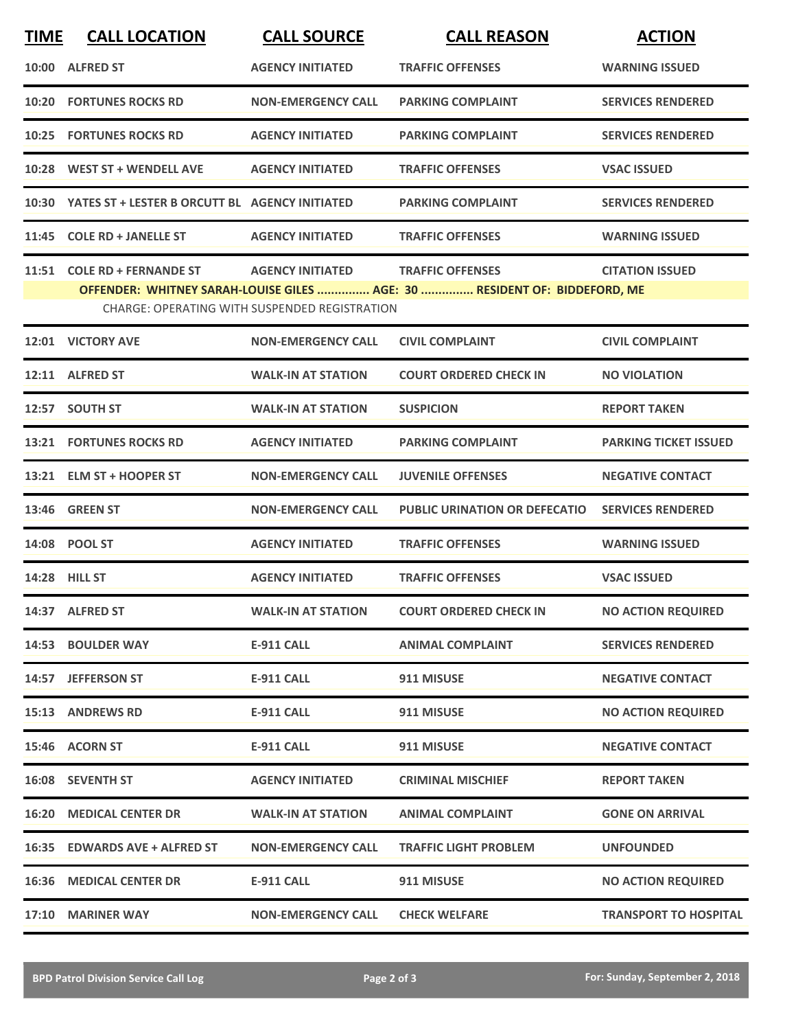| TIME | CALL LOCATION | CALL SOURCE | CALL REASON | ACTION |
|---|---|---|---|---|
| 10:00 | ALFRED ST | AGENCY INITIATED | TRAFFIC OFFENSES | WARNING ISSUED |
| 10:20 | FORTUNES ROCKS RD | NON-EMERGENCY CALL | PARKING COMPLAINT | SERVICES RENDERED |
| 10:25 | FORTUNES ROCKS RD | AGENCY INITIATED | PARKING COMPLAINT | SERVICES RENDERED |
| 10:28 | WEST ST + WENDELL AVE | AGENCY INITIATED | TRAFFIC OFFENSES | VSAC ISSUED |
| 10:30 | YATES ST + LESTER B ORCUTT BL | AGENCY INITIATED | PARKING COMPLAINT | SERVICES RENDERED |
| 11:45 | COLE RD + JANELLE ST | AGENCY INITIATED | TRAFFIC OFFENSES | WARNING ISSUED |
| 11:51 | COLE RD + FERNANDE ST | AGENCY INITIATED | TRAFFIC OFFENSES | CITATION ISSUED |
| | **OFFENDER: WHITNEY SARAH-LOUISE GILES ............... AGE: 30 ............... RESIDENT OF: BIDDEFORD, ME** | | | |
| | CHARGE: OPERATING WITH SUSPENDED REGISTRATION | | | |
| 12:01 | VICTORY AVE | NON-EMERGENCY CALL | CIVIL COMPLAINT | CIVIL COMPLAINT |
| 12:11 | ALFRED ST | WALK-IN AT STATION | COURT ORDERED CHECK IN | NO VIOLATION |
| 12:57 | SOUTH ST | WALK-IN AT STATION | SUSPICION | REPORT TAKEN |
| 13:21 | FORTUNES ROCKS RD | AGENCY INITIATED | PARKING COMPLAINT | PARKING TICKET ISSUED |
| 13:21 | ELM ST + HOOPER ST | NON-EMERGENCY CALL | JUVENILE OFFENSES | NEGATIVE CONTACT |
| 13:46 | GREEN ST | NON-EMERGENCY CALL | PUBLIC URINATION OR DEFECATIO | SERVICES RENDERED |
| 14:08 | POOL ST | AGENCY INITIATED | TRAFFIC OFFENSES | WARNING ISSUED |
| 14:28 | HILL ST | AGENCY INITIATED | TRAFFIC OFFENSES | VSAC ISSUED |
| 14:37 | ALFRED ST | WALK-IN AT STATION | COURT ORDERED CHECK IN | NO ACTION REQUIRED |
| 14:53 | BOULDER WAY | E-911 CALL | ANIMAL COMPLAINT | SERVICES RENDERED |
| 14:57 | JEFFERSON ST | E-911 CALL | 911 MISUSE | NEGATIVE CONTACT |
| 15:13 | ANDREWS RD | E-911 CALL | 911 MISUSE | NO ACTION REQUIRED |
| 15:46 | ACORN ST | E-911 CALL | 911 MISUSE | NEGATIVE CONTACT |
| 16:08 | SEVENTH ST | AGENCY INITIATED | CRIMINAL MISCHIEF | REPORT TAKEN |
| 16:20 | MEDICAL CENTER DR | WALK-IN AT STATION | ANIMAL COMPLAINT | GONE ON ARRIVAL |
| 16:35 | EDWARDS AVE + ALFRED ST | NON-EMERGENCY CALL | TRAFFIC LIGHT PROBLEM | UNFOUNDED |
| 16:36 | MEDICAL CENTER DR | E-911 CALL | 911 MISUSE | NO ACTION REQUIRED |
| 17:10 | MARINER WAY | NON-EMERGENCY CALL | CHECK WELFARE | TRANSPORT TO HOSPITAL |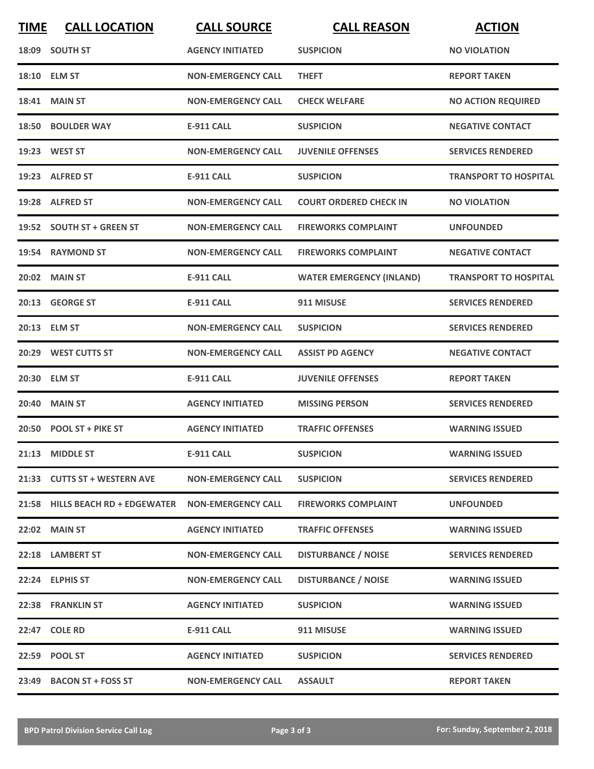| TIME | CALL LOCATION | CALL SOURCE | CALL REASON | ACTION |
|---|---|---|---|---|
| 18:09 | SOUTH ST | AGENCY INITIATED | SUSPICION | NO VIOLATION |
| 18:10 | ELM ST | NON-EMERGENCY CALL | THEFT | REPORT TAKEN |
| 18:41 | MAIN ST | NON-EMERGENCY CALL | CHECK WELFARE | NO ACTION REQUIRED |
| 18:50 | BOULDER WAY | E-911 CALL | SUSPICION | NEGATIVE CONTACT |
| 19:23 | WEST ST | NON-EMERGENCY CALL | JUVENILE OFFENSES | SERVICES RENDERED |
| 19:23 | ALFRED ST | E-911 CALL | SUSPICION | TRANSPORT TO HOSPITAL |
| 19:28 | ALFRED ST | NON-EMERGENCY CALL | COURT ORDERED CHECK IN | NO VIOLATION |
| 19:52 | SOUTH ST + GREEN ST | NON-EMERGENCY CALL | FIREWORKS COMPLAINT | UNFOUNDED |
| 19:54 | RAYMOND ST | NON-EMERGENCY CALL | FIREWORKS COMPLAINT | NEGATIVE CONTACT |
| 20:02 | MAIN ST | E-911 CALL | WATER EMERGENCY (INLAND) | TRANSPORT TO HOSPITAL |
| 20:13 | GEORGE ST | E-911 CALL | 911 MISUSE | SERVICES RENDERED |
| 20:13 | ELM ST | NON-EMERGENCY CALL | SUSPICION | SERVICES RENDERED |
| 20:29 | WEST CUTTS ST | NON-EMERGENCY CALL | ASSIST PD AGENCY | NEGATIVE CONTACT |
| 20:30 | ELM ST | E-911 CALL | JUVENILE OFFENSES | REPORT TAKEN |
| 20:40 | MAIN ST | AGENCY INITIATED | MISSING PERSON | SERVICES RENDERED |
| 20:50 | POOL ST + PIKE ST | AGENCY INITIATED | TRAFFIC OFFENSES | WARNING ISSUED |
| 21:13 | MIDDLE ST | E-911 CALL | SUSPICION | WARNING ISSUED |
| 21:33 | CUTTS ST + WESTERN AVE | NON-EMERGENCY CALL | SUSPICION | SERVICES RENDERED |
| 21:58 | HILLS BEACH RD + EDGEWATER | NON-EMERGENCY CALL | FIREWORKS COMPLAINT | UNFOUNDED |
| 22:02 | MAIN ST | AGENCY INITIATED | TRAFFIC OFFENSES | WARNING ISSUED |
| 22:18 | LAMBERT ST | NON-EMERGENCY CALL | DISTURBANCE / NOISE | SERVICES RENDERED |
| 22:24 | ELPHIS ST | NON-EMERGENCY CALL | DISTURBANCE / NOISE | WARNING ISSUED |
| 22:38 | FRANKLIN ST | AGENCY INITIATED | SUSPICION | WARNING ISSUED |
| 22:47 | COLE RD | E-911 CALL | 911 MISUSE | WARNING ISSUED |
| 22:59 | POOL ST | AGENCY INITIATED | SUSPICION | SERVICES RENDERED |
| 23:49 | BACON ST + FOSS ST | NON-EMERGENCY CALL | ASSAULT | REPORT TAKEN |